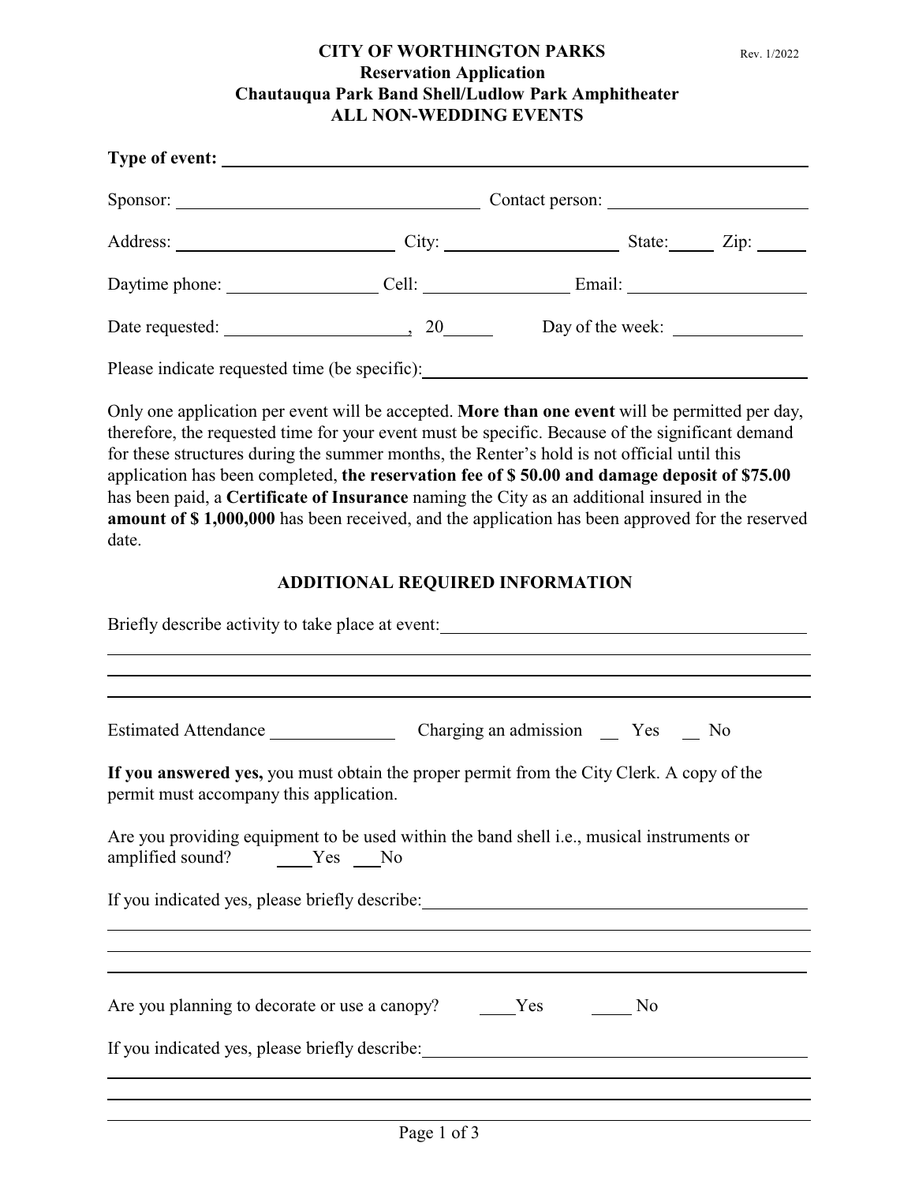**CITY OF WORTHINGTON PARKS**
**Reservation Application**
**Chautauqua Park Band Shell/Ludlow Park Amphitheater**
**ALL NON-WEDDING EVENTS**

Rev. 1/2022

**Type of event:** ______________________________________________

Sponsor: ______________________ Contact person: ______________________

Address: ______________________ City: ______________ State: _____ Zip: _____

Daytime phone: ______________ Cell: ______________ Email: ______________

Date requested: ______________, 20_____ Day of the week: ______________

Please indicate requested time (be specific): ______________________________

Only one application per event will be accepted. **More than one event** will be permitted per day, therefore, the requested time for your event must be specific. Because of the significant demand for these structures during the summer months, the Renter's hold is not official until this application has been completed, **the reservation fee of $ 50.00 and damage deposit of $75.00** has been paid, a **Certificate of Insurance** naming the City as an additional insured in the **amount of $ 1,000,000** has been received, and the application has been approved for the reserved date.

## ADDITIONAL REQUIRED INFORMATION

Briefly describe activity to take place at event: ______________________________

______________________________________________

______________________________________________

______________________________________________

Estimated Attendance ______________ Charging an admission __ Yes __ No

**If you answered yes,** you must obtain the proper permit from the City Clerk. A copy of the permit must accompany this application.

Are you providing equipment to be used within the band shell i.e., musical instruments or amplified sound? ____Yes ___No

If you indicated yes, please briefly describe: ______________________________

______________________________________________

______________________________________________

______________________________________________

Are you planning to decorate or use a canopy? ____Yes ____ No

If you indicated yes, please briefly describe: ______________________________

______________________________________________

______________________________________________

______________________________________________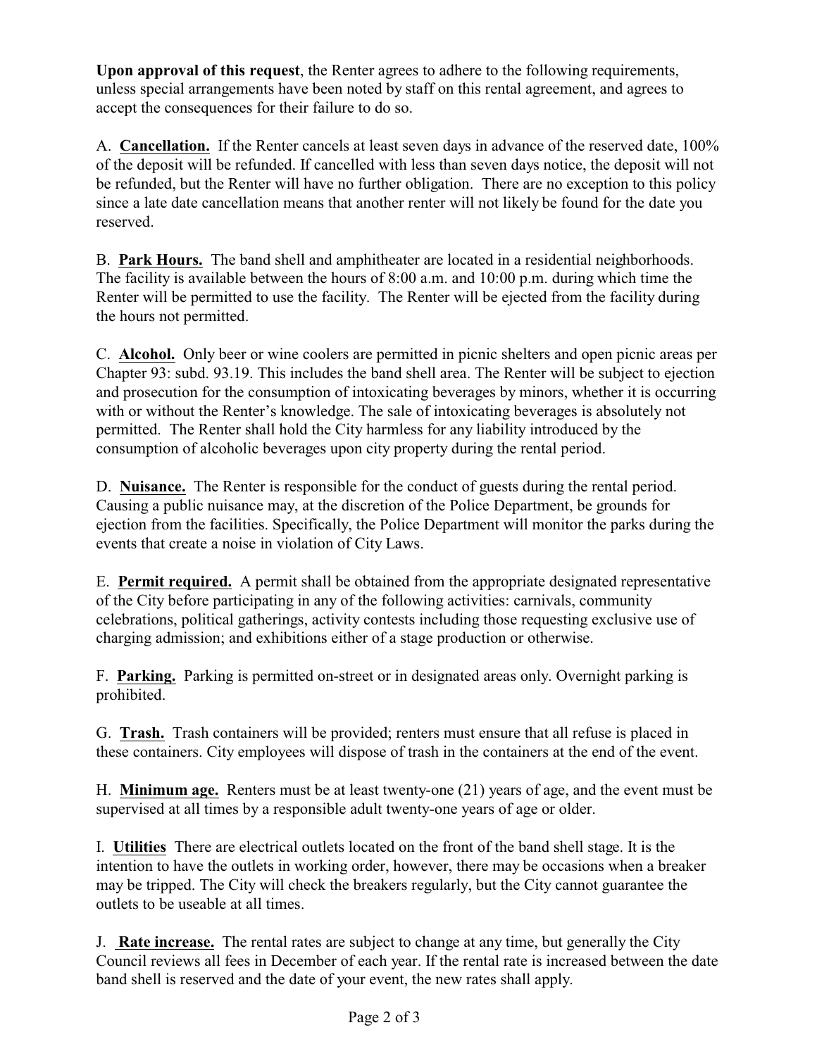**Upon approval of this request**, the Renter agrees to adhere to the following requirements, unless special arrangements have been noted by staff on this rental agreement, and agrees to accept the consequences for their failure to do so.

A. **Cancellation.** If the Renter cancels at least seven days in advance of the reserved date, 100% of the deposit will be refunded. If cancelled with less than seven days notice, the deposit will not be refunded, but the Renter will have no further obligation. There are no exception to this policy since a late date cancellation means that another renter will not likely be found for the date you reserved.

B. **Park Hours.** The band shell and amphitheater are located in a residential neighborhoods. The facility is available between the hours of 8:00 a.m. and 10:00 p.m. during which time the Renter will be permitted to use the facility. The Renter will be ejected from the facility during the hours not permitted.

C. **Alcohol.** Only beer or wine coolers are permitted in picnic shelters and open picnic areas per Chapter 93: subd. 93.19. This includes the band shell area. The Renter will be subject to ejection and prosecution for the consumption of intoxicating beverages by minors, whether it is occurring with or without the Renter's knowledge. The sale of intoxicating beverages is absolutely not permitted. The Renter shall hold the City harmless for any liability introduced by the consumption of alcoholic beverages upon city property during the rental period.

D. **Nuisance.** The Renter is responsible for the conduct of guests during the rental period. Causing a public nuisance may, at the discretion of the Police Department, be grounds for ejection from the facilities. Specifically, the Police Department will monitor the parks during the events that create a noise in violation of City Laws.

E. **Permit required.** A permit shall be obtained from the appropriate designated representative of the City before participating in any of the following activities: carnivals, community celebrations, political gatherings, activity contests including those requesting exclusive use of charging admission; and exhibitions either of a stage production or otherwise.

F. **Parking.** Parking is permitted on-street or in designated areas only. Overnight parking is prohibited.

G. **Trash.** Trash containers will be provided; renters must ensure that all refuse is placed in these containers. City employees will dispose of trash in the containers at the end of the event.

H. **Minimum age.** Renters must be at least twenty-one (21) years of age, and the event must be supervised at all times by a responsible adult twenty-one years of age or older.

I. **Utilities** There are electrical outlets located on the front of the band shell stage. It is the intention to have the outlets in working order, however, there may be occasions when a breaker may be tripped. The City will check the breakers regularly, but the City cannot guarantee the outlets to be useable at all times.

J. **Rate increase.** The rental rates are subject to change at any time, but generally the City Council reviews all fees in December of each year. If the rental rate is increased between the date band shell is reserved and the date of your event, the new rates shall apply.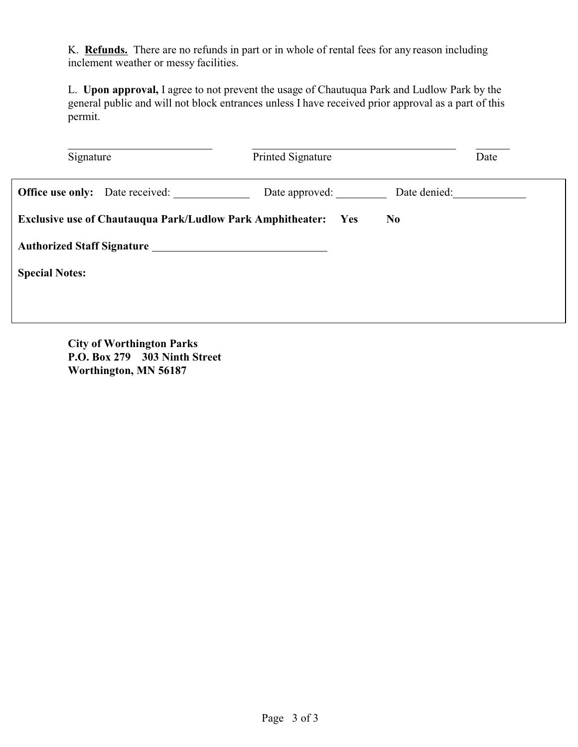K. **<u>Refunds.</u>** There are no refunds in part or in whole of rental fees for any reason including inclement weather or messy facilities.

L. **Upon approval,** I agree to not prevent the usage of Chautuqua Park and Ludlow Park by the general public and will not block entrances unless I have received prior approval as a part of this permit.

| | | |
|---|---|---|
| ______________________ | ______________________________ | ______ |
| Signature | Printed Signature | Date |

**Office use only:** Date received: ___________ Date approved: ________ Date denied: ___________

**Exclusive use of Chautauqua Park/Ludlow Park Amphitheater: Yes No**

**Authorized Staff Signature** ______________________________

**Special Notes:**

**City of Worthington Parks**
**P.O. Box 279 303 Ninth Street**
**Worthington, MN 56187**